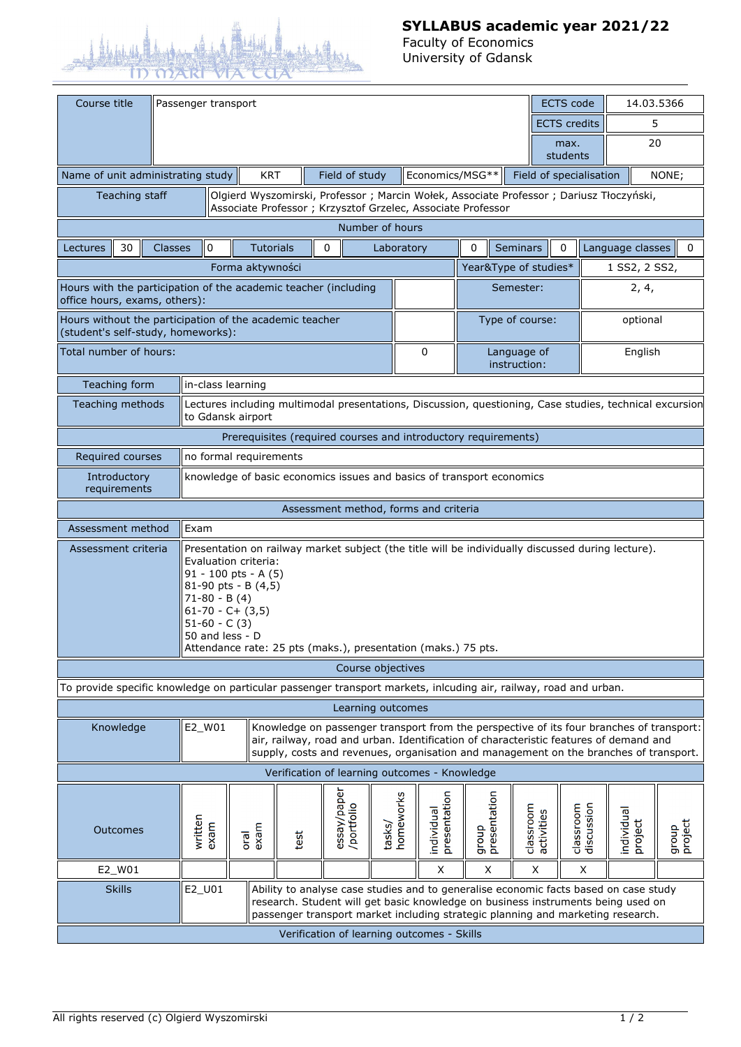# SYLLABUS academic year 2021/22

Faculty of Economics
University of Gdansk

| Course title | Passenger transport | ECTS code | 14.03.5366 |
|---|---|---|---|
| | | ECTS credits | 5 |
| | | max. students | 20 |

| Name of unit administrating study | KRT | Field of study | Economics/MSG** | Field of specialisation | NONE; |
|---|---|---|---|---|---|

| Teaching staff | Olgierd Wyszomirski, Professor ; Marcin Wołek, Associate Professor ; Dariusz Tłoczyński, Associate Professor ; Krzysztof Grzelec, Associate Professor |
|---|---|

**Number of hours**

| Lectures | 30 | Classes | 0 | Tutorials | 0 | Laboratory | 0 | Seminars | 0 | Language classes | 0 |
|---|---|---|---|---|---|---|---|---|---|---|---|

| Forma aktywności | | Year&Type of studies* | 1 SS2, 2 SS2, |
|---|---|---|---|
| Hours with the participation of the academic teacher (including office hours, exams, others): | | Semester: | 2, 4, |
| Hours without the participation of the academic teacher (student's self-study, homeworks): | | Type of course: | optional |
| Total number of hours: | 0 | Language of instruction: | English |

| Teaching form | in-class learning |
|---|---|
| Teaching methods | Lectures including multimodal presentations, Discussion, questioning, Case studies, technical excursion to Gdansk airport |

**Prerequisites (required courses and introductory requirements)**

| Required courses | no formal requirements |
|---|---|
| Introductory requirements | knowledge of basic economics issues and basics of transport economics |

**Assessment method, forms and criteria**

| Assessment method | Exam |
|---|---|
| Assessment criteria | Presentation on railway market subject (the title will be individually discussed during lecture).<br>Evaluation criteria:<br>91 - 100 pts - A (5)<br>81-90 pts - B (4,5)<br>71-80 - B (4)<br>61-70 - C+ (3,5)<br>51-60 - C (3)<br>50 and less - D<br>Attendance rate: 25 pts (maks.), presentation (maks.) 75 pts. |

**Course objectives**

To provide specific knowledge on particular passenger transport markets, inlcuding air, railway, road and urban.

**Learning outcomes**

| Knowledge | E2_W01 | Knowledge on passenger transport from the perspective of its four branches of transport: air, railway, road and urban. Identification of characteristic features of demand and supply, costs and revenues, organisation and management on the branches of transport. |
|---|---|---|

**Verification of learning outcomes - Knowledge**

| Outcomes | written exam | oral exam | test | essay/paper /portfolio | tasks/ homeworks | individual presentation | group presentation | classroom activities | classroom discussion | individual project | group project |
|---|---|---|---|---|---|---|---|---|---|---|---|
| E2_W01 | | | | | | X | X | X | X | | |

| Skills | E2_U01 | Ability to analyse case studies and to generalise economic facts based on case study research. Student will get basic knowledge on business instruments being used on passenger transport market including strategic planning and marketing research. |
|---|---|---|

**Verification of learning outcomes - Skills**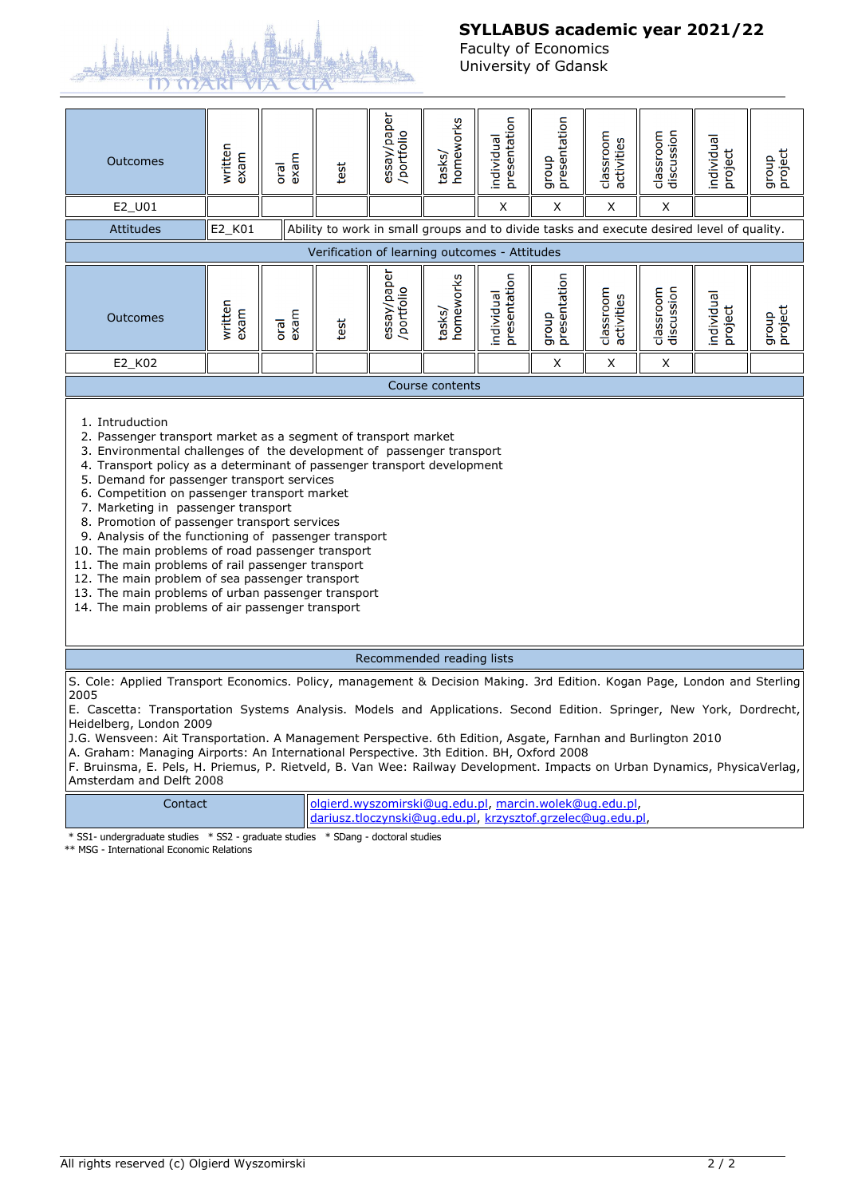| Outcomes | written exam | oral exam | test | essay/paper /portfolio | tasks/ homeworks | individual presentation | group presentation | classroom activities | classroom discussion | individual project | group project |
|---|---|---|---|---|---|---|---|---|---|---|---|
| E2_U01 | | | | | | X | X | X | X | | |

| Attitudes | E2_K01 | Ability to work in small groups and to divide tasks and execute desired level of quality. |
|---|---|---|

Verification of learning outcomes - Attitudes

| Outcomes | written exam | oral exam | test | essay/paper /portfolio | tasks/ homeworks | individual presentation | group presentation | classroom activities | classroom discussion | individual project | group project |
|---|---|---|---|---|---|---|---|---|---|---|---|
| E2_K02 | | | | | | | X | X | X | | |

## Course contents

1. Intruduction
2. Passenger transport market as a segment of transport market
3. Environmental challenges of the development of passenger transport
4. Transport policy as a determinant of passenger transport development
5. Demand for passenger transport services
6. Competition on passenger transport market
7. Marketing in passenger transport
8. Promotion of passenger transport services
9. Analysis of the functioning of passenger transport
10. The main problems of road passenger transport
11. The main problems of rail passenger transport
12. The main problem of sea passenger transport
13. The main problems of urban passenger transport
14. The main problems of air passenger transport

## Recommended reading lists

S. Cole: Applied Transport Economics. Policy, management & Decision Making. 3rd Edition. Kogan Page, London and Sterling 2005

E. Cascetta: Transportation Systems Analysis. Models and Applications. Second Edition. Springer, New York, Dordrecht, Heidelberg, London 2009

J.G. Wensveen: Ait Transportation. A Management Perspective. 6th Edition, Asgate, Farnhan and Burlington 2010

A. Graham: Managing Airports: An International Perspective. 3th Edition. BH, Oxford 2008

F. Bruinsma, E. Pels, H. Priemus, P. Rietveld, B. Van Wee: Railway Development. Impacts on Urban Dynamics, PhysicaVerlag, Amsterdam and Delft 2008

| Contact | olgierd.wyszomirski@ug.edu.pl, marcin.wolek@ug.edu.pl, dariusz.tloczynski@ug.edu.pl, krzysztof.grzelec@ug.edu.pl, |
|---|---|

\* SS1- undergraduate studies \* SS2 - graduate studies \* SDang - doctoral studies

\*\* MSG - International Economic Relations